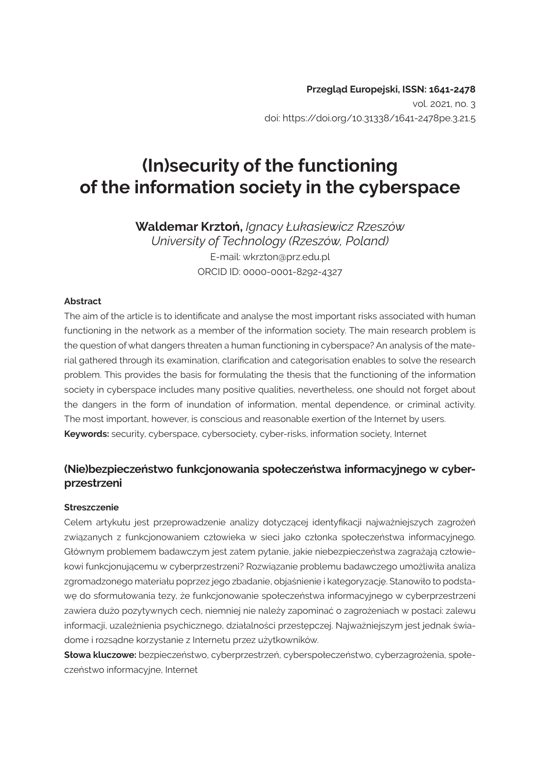**Przegląd Europejski, ISSN: 1641-2478**
vol. 2021, no. 3
doi: https://doi.org/10.31338/1641-2478pe.3.21.5

# (In)security of the functioning of the information society in the cyberspace

**Waldemar Krztoń,** *Ignacy Łukasiewicz Rzeszów University of Technology (Rzeszów, Poland)*
E-mail: wkrzton@prz.edu.pl
ORCID ID: 0000-0001-8292-4327

**Abstract**

The aim of the article is to identificate and analyse the most important risks associated with human functioning in the network as a member of the information society. The main research problem is the question of what dangers threaten a human functioning in cyberspace? An analysis of the material gathered through its examination, clarification and categorisation enables to solve the research problem. This provides the basis for formulating the thesis that the functioning of the information society in cyberspace includes many positive qualities, nevertheless, one should not forget about the dangers in the form of inundation of information, mental dependence, or criminal activity. The most important, however, is conscious and reasonable exertion of the Internet by users.

**Keywords:** security, cyberspace, cybersociety, cyber-risks, information society, Internet

## (Nie)bezpieczeństwo funkcjonowania społeczeństwa informacyjnego w cyberprzestrzeni

**Streszczenie**

Celem artykułu jest przeprowadzenie analizy dotyczącej identyfikacji najważniejszych zagrożeń związanych z funkcjonowaniem człowieka w sieci jako członka społeczeństwa informacyjnego. Głównym problemem badawczym jest zatem pytanie, jakie niebezpieczeństwa zagrażają człowiekowi funkcjonującemu w cyberprzestrzeni? Rozwiązanie problemu badawczego umożliwiła analiza zgromadzonego materiału poprzez jego zbadanie, objaśnienie i kategoryzację. Stanowiło to podstawę do sformułowania tezy, że funkcjonowanie społeczeństwa informacyjnego w cyberprzestrzeni zawiera dużo pozytywnych cech, niemniej nie należy zapominać o zagrożeniach w postaci: zalewu informacji, uzależnienia psychicznego, działalności przestępczej. Najważniejszym jest jednak świadome i rozsądne korzystanie z Internetu przez użytkowników.

**Słowa kluczowe:** bezpieczeństwo, cyberprzestrzeń, cyberspołeczeństwo, cyberzagrożenia, społeczeństwo informacyjne, Internet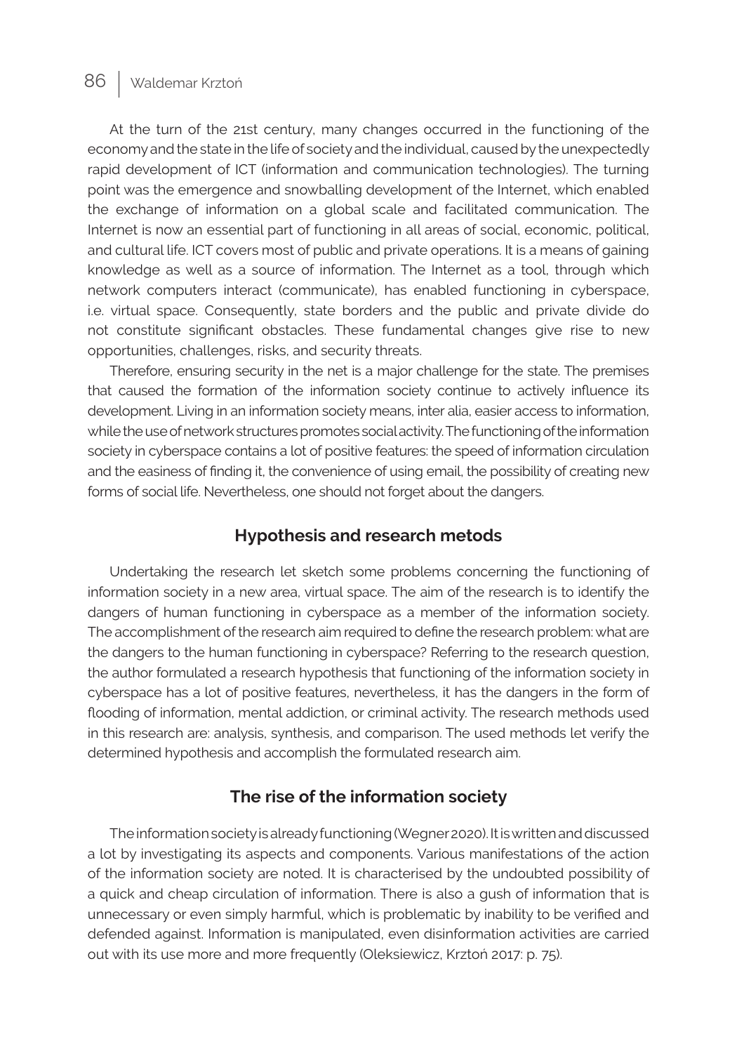At the turn of the 21st century, many changes occurred in the functioning of the economy and the state in the life of society and the individual, caused by the unexpectedly rapid development of ICT (information and communication technologies). The turning point was the emergence and snowballing development of the Internet, which enabled the exchange of information on a global scale and facilitated communication. The Internet is now an essential part of functioning in all areas of social, economic, political, and cultural life. ICT covers most of public and private operations. It is a means of gaining knowledge as well as a source of information. The Internet as a tool, through which network computers interact (communicate), has enabled functioning in cyberspace, i.e. virtual space. Consequently, state borders and the public and private divide do not constitute significant obstacles. These fundamental changes give rise to new opportunities, challenges, risks, and security threats.

Therefore, ensuring security in the net is a major challenge for the state. The premises that caused the formation of the information society continue to actively influence its development. Living in an information society means, inter alia, easier access to information, while the use of network structures promotes social activity. The functioning of the information society in cyberspace contains a lot of positive features: the speed of information circulation and the easiness of finding it, the convenience of using email, the possibility of creating new forms of social life. Nevertheless, one should not forget about the dangers.

## Hypothesis and research metods

Undertaking the research let sketch some problems concerning the functioning of information society in a new area, virtual space. The aim of the research is to identify the dangers of human functioning in cyberspace as a member of the information society. The accomplishment of the research aim required to define the research problem: what are the dangers to the human functioning in cyberspace? Referring to the research question, the author formulated a research hypothesis that functioning of the information society in cyberspace has a lot of positive features, nevertheless, it has the dangers in the form of flooding of information, mental addiction, or criminal activity. The research methods used in this research are: analysis, synthesis, and comparison. The used methods let verify the determined hypothesis and accomplish the formulated research aim.

## The rise of the information society

The information society is already functioning (Wegner 2020). It is written and discussed a lot by investigating its aspects and components. Various manifestations of the action of the information society are noted. It is characterised by the undoubted possibility of a quick and cheap circulation of information. There is also a gush of information that is unnecessary or even simply harmful, which is problematic by inability to be verified and defended against. Information is manipulated, even disinformation activities are carried out with its use more and more frequently (Oleksiewicz, Krztoń 2017: p. 75).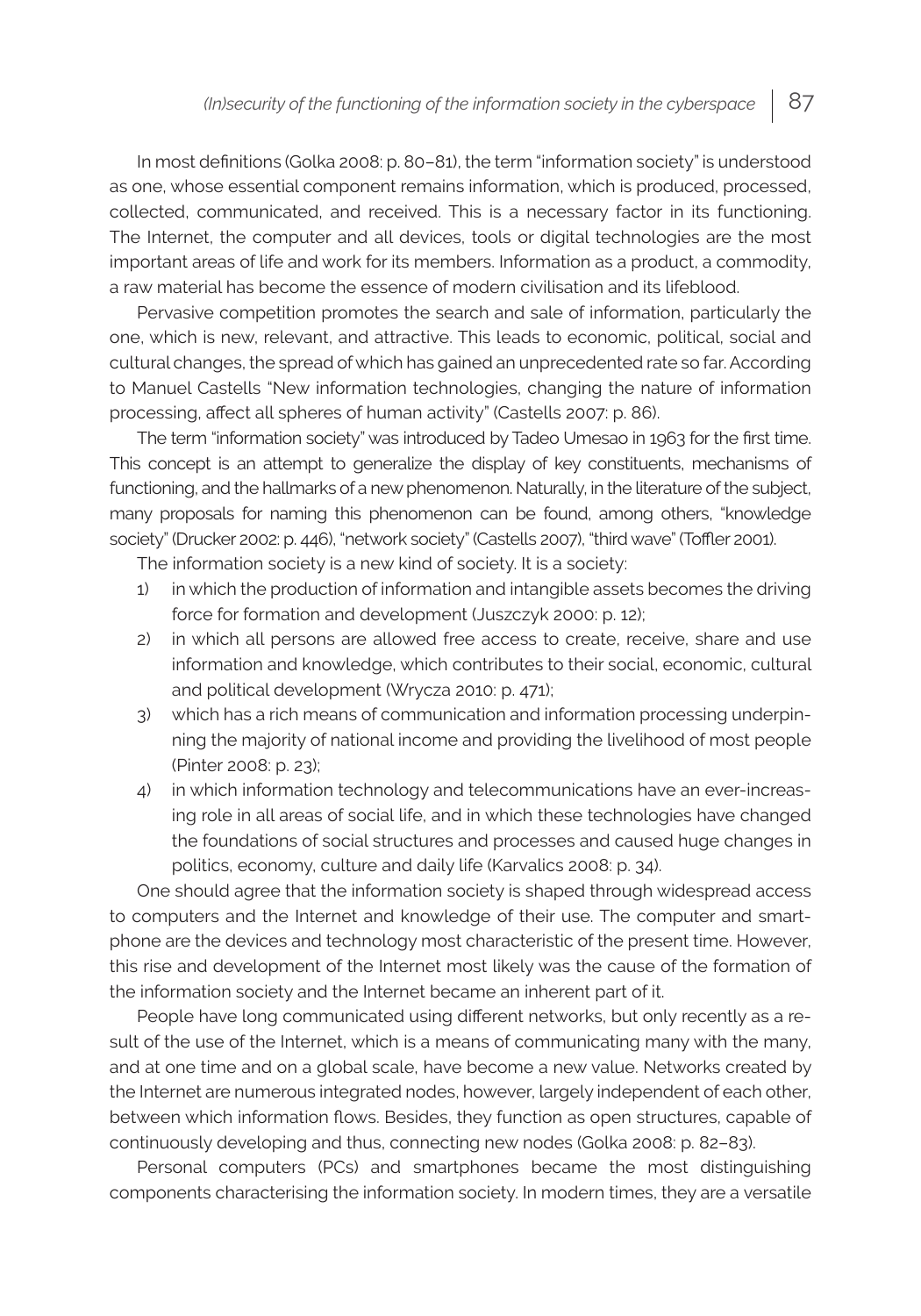In most definitions (Golka 2008: p. 80–81), the term "information society" is understood as one, whose essential component remains information, which is produced, processed, collected, communicated, and received. This is a necessary factor in its functioning. The Internet, the computer and all devices, tools or digital technologies are the most important areas of life and work for its members. Information as a product, a commodity, a raw material has become the essence of modern civilisation and its lifeblood.

Pervasive competition promotes the search and sale of information, particularly the one, which is new, relevant, and attractive. This leads to economic, political, social and cultural changes, the spread of which has gained an unprecedented rate so far. According to Manuel Castells "New information technologies, changing the nature of information processing, affect all spheres of human activity" (Castells 2007: p. 86).

The term "information society" was introduced by Tadeo Umesao in 1963 for the first time. This concept is an attempt to generalize the display of key constituents, mechanisms of functioning, and the hallmarks of a new phenomenon. Naturally, in the literature of the subject, many proposals for naming this phenomenon can be found, among others, "knowledge society" (Drucker 2002: p. 446), "network society" (Castells 2007), "third wave" (Toffler 2001).

The information society is a new kind of society. It is a society:

1) in which the production of information and intangible assets becomes the driving force for formation and development (Juszczyk 2000: p. 12);
2) in which all persons are allowed free access to create, receive, share and use information and knowledge, which contributes to their social, economic, cultural and political development (Wrycza 2010: p. 471);
3) which has a rich means of communication and information processing underpinning the majority of national income and providing the livelihood of most people (Pinter 2008: p. 23);
4) in which information technology and telecommunications have an ever-increasing role in all areas of social life, and in which these technologies have changed the foundations of social structures and processes and caused huge changes in politics, economy, culture and daily life (Karvalics 2008: p. 34).

One should agree that the information society is shaped through widespread access to computers and the Internet and knowledge of their use. The computer and smartphone are the devices and technology most characteristic of the present time. However, this rise and development of the Internet most likely was the cause of the formation of the information society and the Internet became an inherent part of it.

People have long communicated using different networks, but only recently as a result of the use of the Internet, which is a means of communicating many with the many, and at one time and on a global scale, have become a new value. Networks created by the Internet are numerous integrated nodes, however, largely independent of each other, between which information flows. Besides, they function as open structures, capable of continuously developing and thus, connecting new nodes (Golka 2008: p. 82–83).

Personal computers (PCs) and smartphones became the most distinguishing components characterising the information society. In modern times, they are a versatile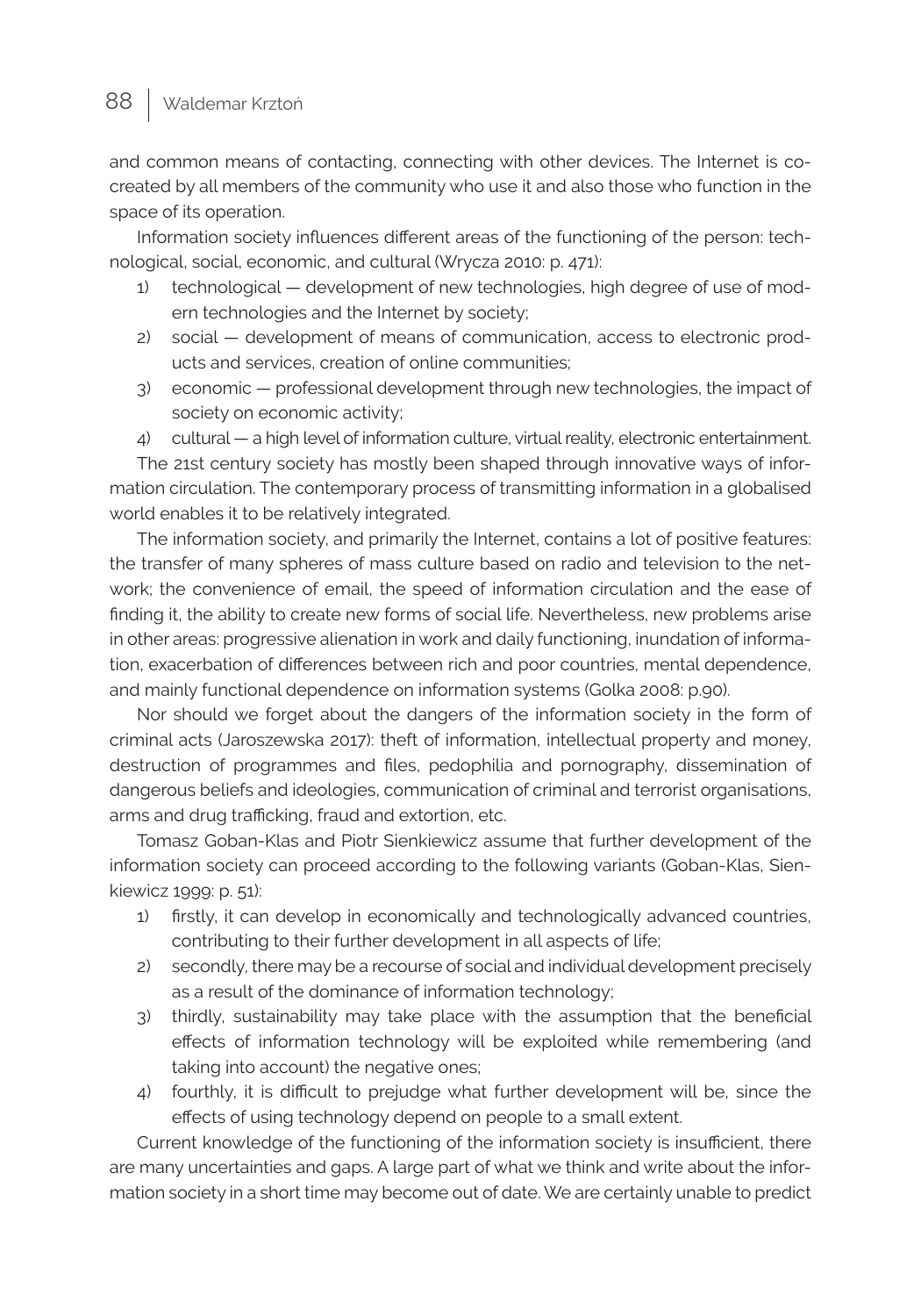and common means of contacting, connecting with other devices. The Internet is co-created by all members of the community who use it and also those who function in the space of its operation.

Information society influences different areas of the functioning of the person: technological, social, economic, and cultural (Wrycza 2010: p. 471):

1) technological — development of new technologies, high degree of use of modern technologies and the Internet by society;
2) social — development of means of communication, access to electronic products and services, creation of online communities;
3) economic — professional development through new technologies, the impact of society on economic activity;
4) cultural — a high level of information culture, virtual reality, electronic entertainment.

The 21st century society has mostly been shaped through innovative ways of information circulation. The contemporary process of transmitting information in a globalised world enables it to be relatively integrated.

The information society, and primarily the Internet, contains a lot of positive features: the transfer of many spheres of mass culture based on radio and television to the network; the convenience of email, the speed of information circulation and the ease of finding it, the ability to create new forms of social life. Nevertheless, new problems arise in other areas: progressive alienation in work and daily functioning, inundation of information, exacerbation of differences between rich and poor countries, mental dependence, and mainly functional dependence on information systems (Golka 2008: p.90).

Nor should we forget about the dangers of the information society in the form of criminal acts (Jaroszewska 2017): theft of information, intellectual property and money, destruction of programmes and files, pedophilia and pornography, dissemination of dangerous beliefs and ideologies, communication of criminal and terrorist organisations, arms and drug trafficking, fraud and extortion, etc.

Tomasz Goban-Klas and Piotr Sienkiewicz assume that further development of the information society can proceed according to the following variants (Goban-Klas, Sienkiewicz 1999: p. 51):

1) firstly, it can develop in economically and technologically advanced countries, contributing to their further development in all aspects of life;
2) secondly, there may be a recourse of social and individual development precisely as a result of the dominance of information technology;
3) thirdly, sustainability may take place with the assumption that the beneficial effects of information technology will be exploited while remembering (and taking into account) the negative ones;
4) fourthly, it is difficult to prejudge what further development will be, since the effects of using technology depend on people to a small extent.

Current knowledge of the functioning of the information society is insufficient, there are many uncertainties and gaps. A large part of what we think and write about the information society in a short time may become out of date. We are certainly unable to predict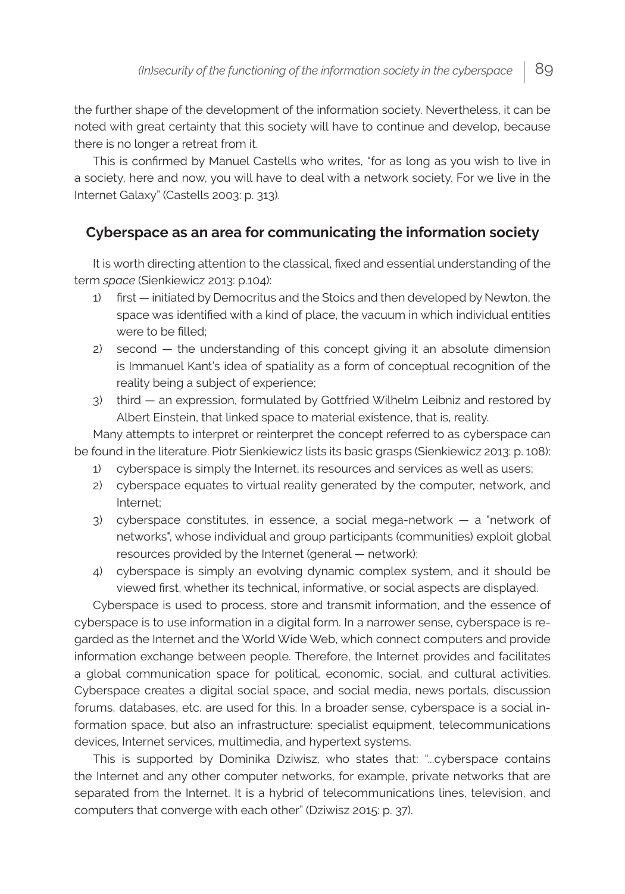the further shape of the development of the information society. Nevertheless, it can be noted with great certainty that this society will have to continue and develop, because there is no longer a retreat from it.

This is confirmed by Manuel Castells who writes, "for as long as you wish to live in a society, here and now, you will have to deal with a network society. For we live in the Internet Galaxy" (Castells 2003: p. 313).

## Cyberspace as an area for communicating the information society

It is worth directing attention to the classical, fixed and essential understanding of the term *space* (Sienkiewicz 2013: p.104):

1) first — initiated by Democritus and the Stoics and then developed by Newton, the space was identified with a kind of place, the vacuum in which individual entities were to be filled;
2) second — the understanding of this concept giving it an absolute dimension is Immanuel Kant's idea of spatiality as a form of conceptual recognition of the reality being a subject of experience;
3) third — an expression, formulated by Gottfried Wilhelm Leibniz and restored by Albert Einstein, that linked space to material existence, that is, reality.

Many attempts to interpret or reinterpret the concept referred to as cyberspace can be found in the literature. Piotr Sienkiewicz lists its basic grasps (Sienkiewicz 2013: p. 108):

1) cyberspace is simply the Internet, its resources and services as well as users;
2) cyberspace equates to virtual reality generated by the computer, network, and Internet;
3) cyberspace constitutes, in essence, a social mega-network — a "network of networks", whose individual and group participants (communities) exploit global resources provided by the Internet (general — network);
4) cyberspace is simply an evolving dynamic complex system, and it should be viewed first, whether its technical, informative, or social aspects are displayed.

Cyberspace is used to process, store and transmit information, and the essence of cyberspace is to use information in a digital form. In a narrower sense, cyberspace is regarded as the Internet and the World Wide Web, which connect computers and provide information exchange between people. Therefore, the Internet provides and facilitates a global communication space for political, economic, social, and cultural activities. Cyberspace creates a digital social space, and social media, news portals, discussion forums, databases, etc. are used for this. In a broader sense, cyberspace is a social information space, but also an infrastructure: specialist equipment, telecommunications devices, Internet services, multimedia, and hypertext systems.

This is supported by Dominika Dziwisz, who states that: "...cyberspace contains the Internet and any other computer networks, for example, private networks that are separated from the Internet. It is a hybrid of telecommunications lines, television, and computers that converge with each other" (Dziwisz 2015: p. 37).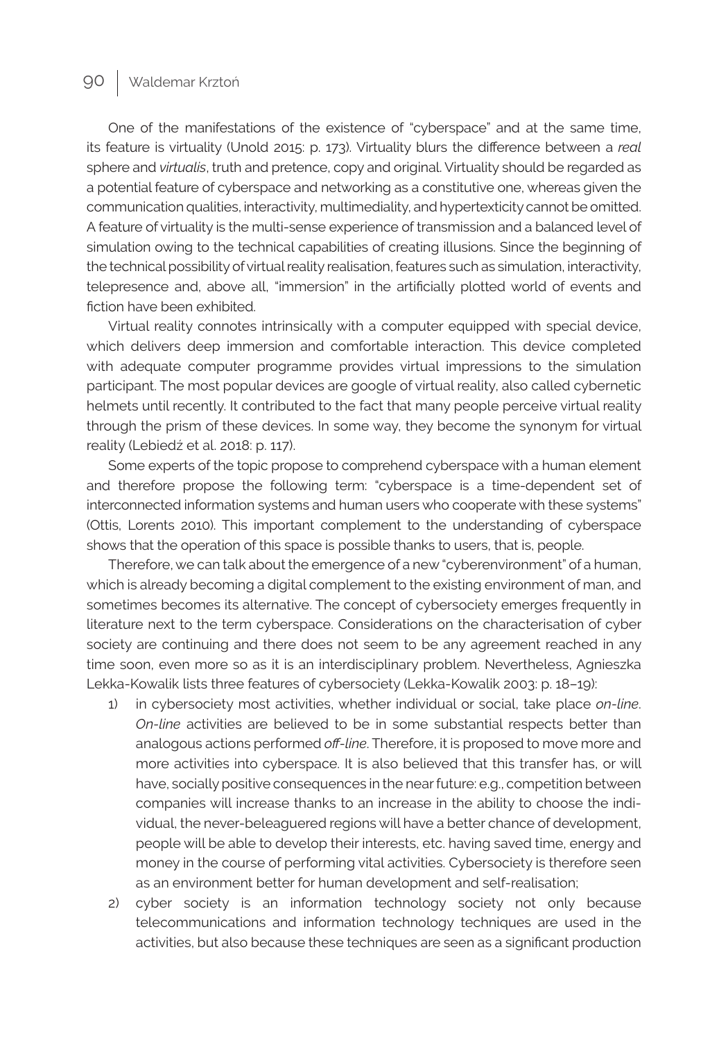One of the manifestations of the existence of "cyberspace" and at the same time, its feature is virtuality (Unold 2015: p. 173). Virtuality blurs the difference between a *real* sphere and *virtualis*, truth and pretence, copy and original. Virtuality should be regarded as a potential feature of cyberspace and networking as a constitutive one, whereas given the communication qualities, interactivity, multimediality, and hypertexticity cannot be omitted. A feature of virtuality is the multi-sense experience of transmission and a balanced level of simulation owing to the technical capabilities of creating illusions. Since the beginning of the technical possibility of virtual reality realisation, features such as simulation, interactivity, telepresence and, above all, "immersion" in the artificially plotted world of events and fiction have been exhibited.

Virtual reality connotes intrinsically with a computer equipped with special device, which delivers deep immersion and comfortable interaction. This device completed with adequate computer programme provides virtual impressions to the simulation participant. The most popular devices are google of virtual reality, also called cybernetic helmets until recently. It contributed to the fact that many people perceive virtual reality through the prism of these devices. In some way, they become the synonym for virtual reality (Lebiedź et al. 2018: p. 117).

Some experts of the topic propose to comprehend cyberspace with a human element and therefore propose the following term: "cyberspace is a time-dependent set of interconnected information systems and human users who cooperate with these systems" (Ottis, Lorents 2010). This important complement to the understanding of cyberspace shows that the operation of this space is possible thanks to users, that is, people.

Therefore, we can talk about the emergence of a new "cyberenvironment" of a human, which is already becoming a digital complement to the existing environment of man, and sometimes becomes its alternative. The concept of cybersociety emerges frequently in literature next to the term cyberspace. Considerations on the characterisation of cyber society are continuing and there does not seem to be any agreement reached in any time soon, even more so as it is an interdisciplinary problem. Nevertheless, Agnieszka Lekka-Kowalik lists three features of cybersociety (Lekka-Kowalik 2003: p. 18–19):

1) in cybersociety most activities, whether individual or social, take place *on-line*. *On-line* activities are believed to be in some substantial respects better than analogous actions performed *off-line*. Therefore, it is proposed to move more and more activities into cyberspace. It is also believed that this transfer has, or will have, socially positive consequences in the near future: e.g., competition between companies will increase thanks to an increase in the ability to choose the individual, the never-beleaguered regions will have a better chance of development, people will be able to develop their interests, etc. having saved time, energy and money in the course of performing vital activities. Cybersociety is therefore seen as an environment better for human development and self-realisation;
2) cyber society is an information technology society not only because telecommunications and information technology techniques are used in the activities, but also because these techniques are seen as a significant production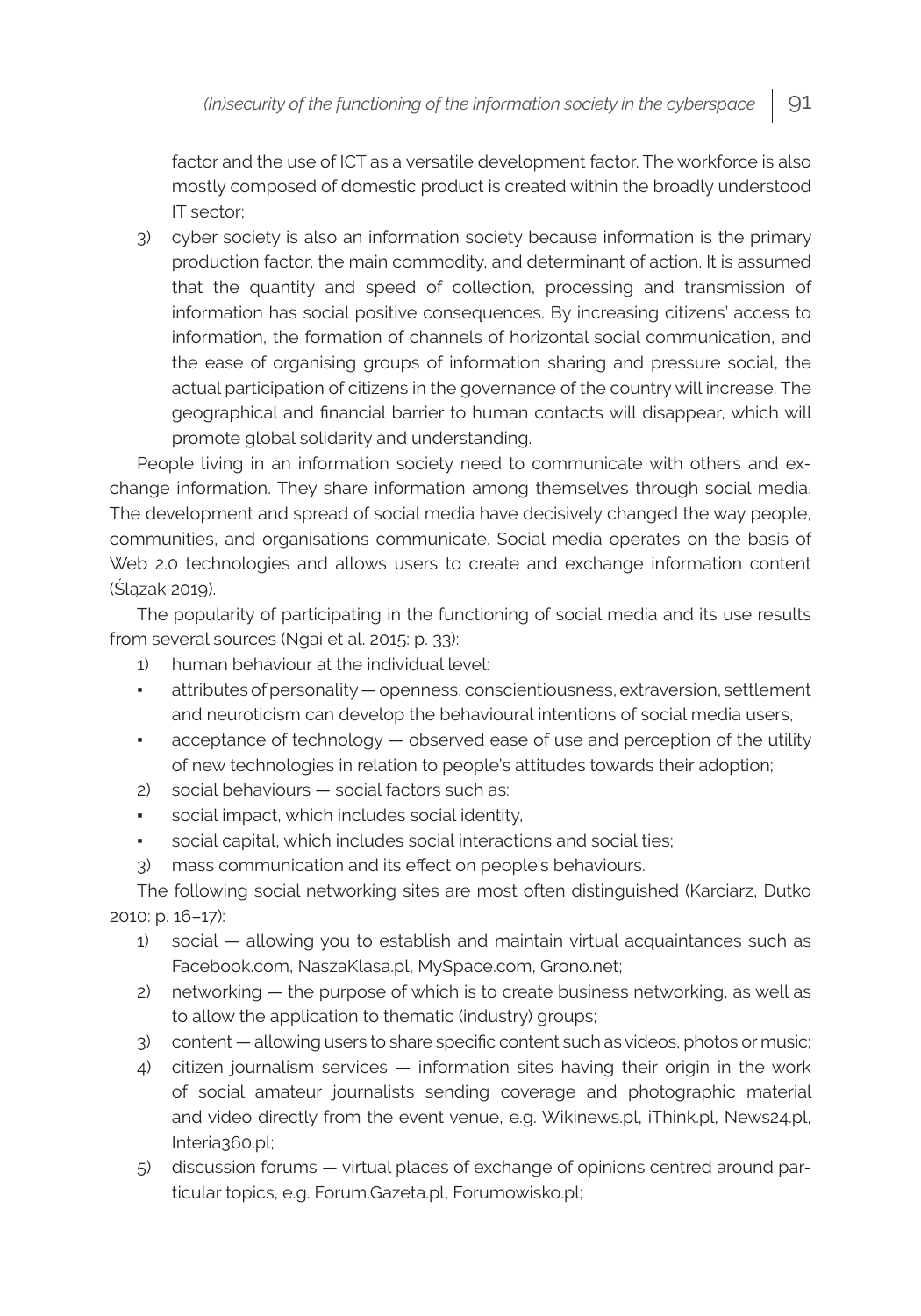factor and the use of ICT as a versatile development factor. The workforce is also mostly composed of domestic product is created within the broadly understood IT sector;

3) cyber society is also an information society because information is the primary production factor, the main commodity, and determinant of action. It is assumed that the quantity and speed of collection, processing and transmission of information has social positive consequences. By increasing citizens' access to information, the formation of channels of horizontal social communication, and the ease of organising groups of information sharing and pressure social, the actual participation of citizens in the governance of the country will increase. The geographical and financial barrier to human contacts will disappear, which will promote global solidarity and understanding.

People living in an information society need to communicate with others and exchange information. They share information among themselves through social media. The development and spread of social media have decisively changed the way people, communities, and organisations communicate. Social media operates on the basis of Web 2.0 technologies and allows users to create and exchange information content (Ślązak 2019).

The popularity of participating in the functioning of social media and its use results from several sources (Ngai et al. 2015: p. 33):

1) human behaviour at the individual level:
   - attributes of personality — openness, conscientiousness, extraversion, settlement and neuroticism can develop the behavioural intentions of social media users,
   - acceptance of technology — observed ease of use and perception of the utility of new technologies in relation to people's attitudes towards their adoption;
2) social behaviours — social factors such as:
   - social impact, which includes social identity,
   - social capital, which includes social interactions and social ties;
3) mass communication and its effect on people's behaviours.

The following social networking sites are most often distinguished (Karciarz, Dutko 2010: p. 16–17):

1) social — allowing you to establish and maintain virtual acquaintances such as Facebook.com, NaszaKlasa.pl, MySpace.com, Grono.net;
2) networking — the purpose of which is to create business networking, as well as to allow the application to thematic (industry) groups;
3) content — allowing users to share specific content such as videos, photos or music;
4) citizen journalism services — information sites having their origin in the work of social amateur journalists sending coverage and photographic material and video directly from the event venue, e.g. Wikinews.pl, iThink.pl, News24.pl, Interia360.pl;
5) discussion forums — virtual places of exchange of opinions centred around particular topics, e.g. Forum.Gazeta.pl, Forumowisko.pl;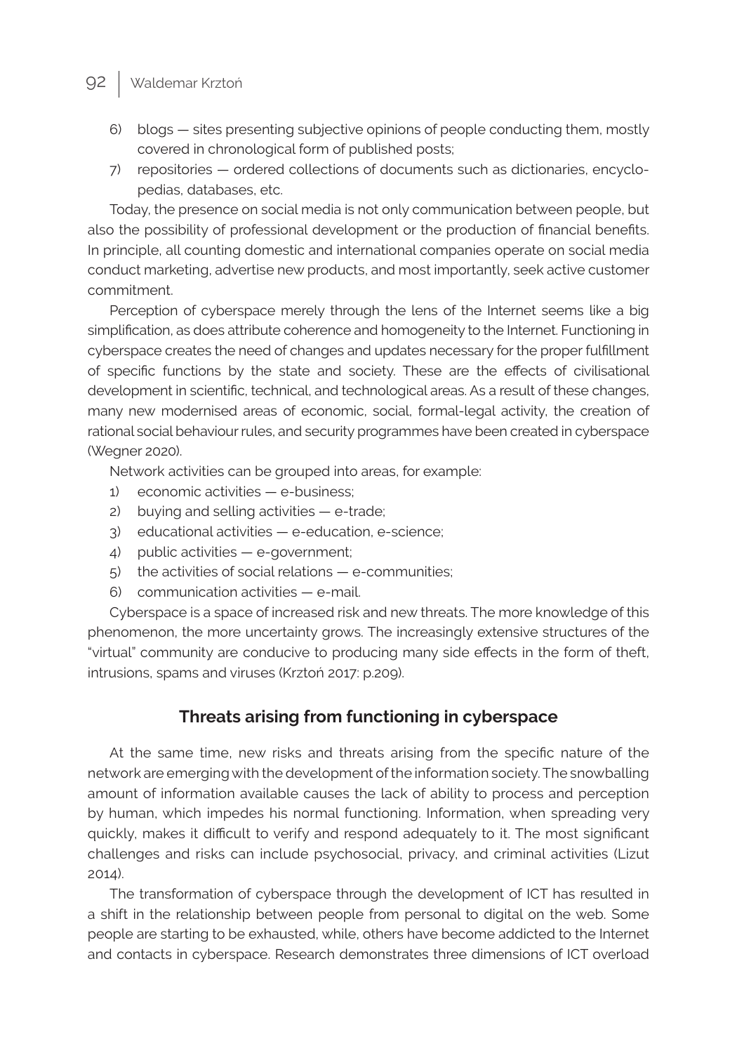6) blogs — sites presenting subjective opinions of people conducting them, mostly covered in chronological form of published posts;
7) repositories — ordered collections of documents such as dictionaries, encyclopedias, databases, etc.

Today, the presence on social media is not only communication between people, but also the possibility of professional development or the production of financial benefits. In principle, all counting domestic and international companies operate on social media conduct marketing, advertise new products, and most importantly, seek active customer commitment.

Perception of cyberspace merely through the lens of the Internet seems like a big simplification, as does attribute coherence and homogeneity to the Internet. Functioning in cyberspace creates the need of changes and updates necessary for the proper fulfillment of specific functions by the state and society. These are the effects of civilisational development in scientific, technical, and technological areas. As a result of these changes, many new modernised areas of economic, social, formal-legal activity, the creation of rational social behaviour rules, and security programmes have been created in cyberspace (Wegner 2020).

Network activities can be grouped into areas, for example:

1) economic activities — e-business;
2) buying and selling activities — e-trade;
3) educational activities — e-education, e-science;
4) public activities — e-government;
5) the activities of social relations — e-communities;
6) communication activities — e-mail.

Cyberspace is a space of increased risk and new threats. The more knowledge of this phenomenon, the more uncertainty grows. The increasingly extensive structures of the "virtual" community are conducive to producing many side effects in the form of theft, intrusions, spams and viruses (Krztoń 2017: p.209).

## Threats arising from functioning in cyberspace

At the same time, new risks and threats arising from the specific nature of the network are emerging with the development of the information society. The snowballing amount of information available causes the lack of ability to process and perception by human, which impedes his normal functioning. Information, when spreading very quickly, makes it difficult to verify and respond adequately to it. The most significant challenges and risks can include psychosocial, privacy, and criminal activities (Lizut 2014).

The transformation of cyberspace through the development of ICT has resulted in a shift in the relationship between people from personal to digital on the web. Some people are starting to be exhausted, while, others have become addicted to the Internet and contacts in cyberspace. Research demonstrates three dimensions of ICT overload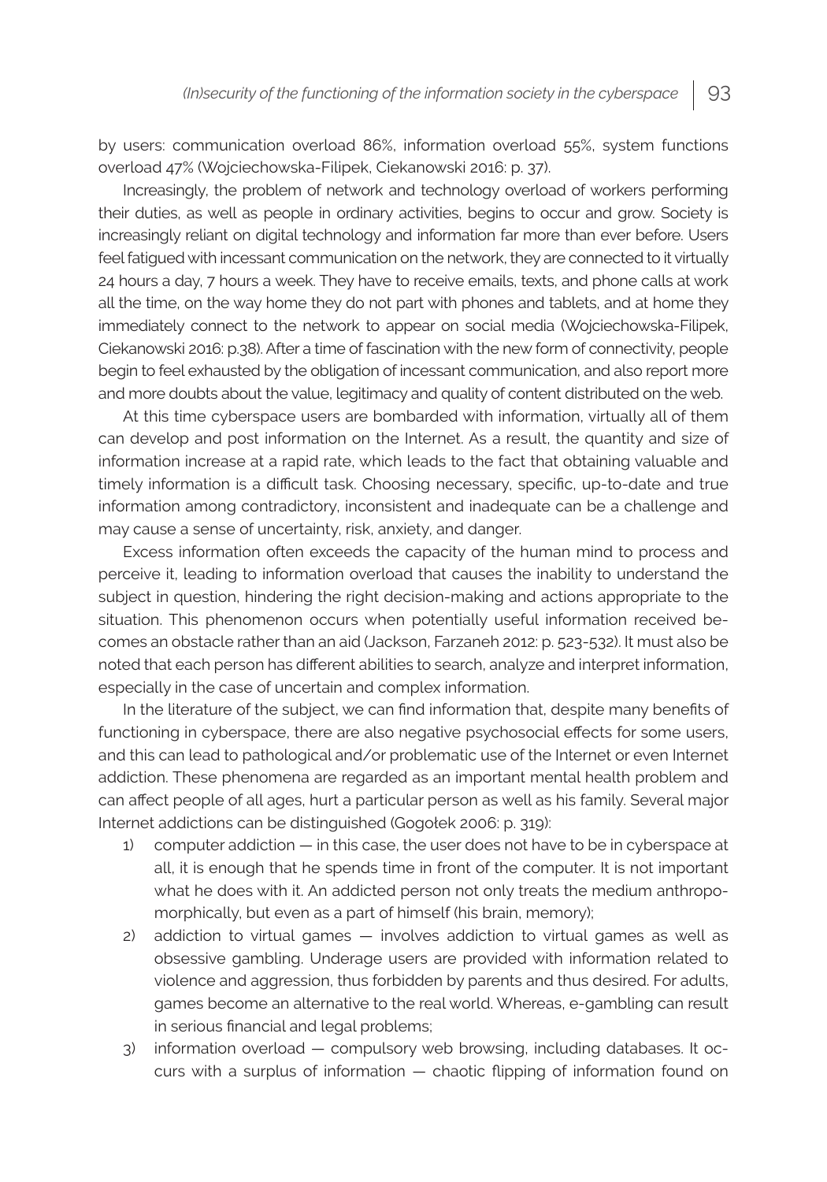by users: communication overload 86%, information overload 55%, system functions overload 47% (Wojciechowska-Filipek, Ciekanowski 2016: p. 37).

Increasingly, the problem of network and technology overload of workers performing their duties, as well as people in ordinary activities, begins to occur and grow. Society is increasingly reliant on digital technology and information far more than ever before. Users feel fatigued with incessant communication on the network, they are connected to it virtually 24 hours a day, 7 hours a week. They have to receive emails, texts, and phone calls at work all the time, on the way home they do not part with phones and tablets, and at home they immediately connect to the network to appear on social media (Wojciechowska-Filipek, Ciekanowski 2016: p.38). After a time of fascination with the new form of connectivity, people begin to feel exhausted by the obligation of incessant communication, and also report more and more doubts about the value, legitimacy and quality of content distributed on the web.

At this time cyberspace users are bombarded with information, virtually all of them can develop and post information on the Internet. As a result, the quantity and size of information increase at a rapid rate, which leads to the fact that obtaining valuable and timely information is a difficult task. Choosing necessary, specific, up-to-date and true information among contradictory, inconsistent and inadequate can be a challenge and may cause a sense of uncertainty, risk, anxiety, and danger.

Excess information often exceeds the capacity of the human mind to process and perceive it, leading to information overload that causes the inability to understand the subject in question, hindering the right decision-making and actions appropriate to the situation. This phenomenon occurs when potentially useful information received becomes an obstacle rather than an aid (Jackson, Farzaneh 2012: p. 523-532). It must also be noted that each person has different abilities to search, analyze and interpret information, especially in the case of uncertain and complex information.

In the literature of the subject, we can find information that, despite many benefits of functioning in cyberspace, there are also negative psychosocial effects for some users, and this can lead to pathological and/or problematic use of the Internet or even Internet addiction. These phenomena are regarded as an important mental health problem and can affect people of all ages, hurt a particular person as well as his family. Several major Internet addictions can be distinguished (Gogołek 2006: p. 319):

1) computer addiction — in this case, the user does not have to be in cyberspace at all, it is enough that he spends time in front of the computer. It is not important what he does with it. An addicted person not only treats the medium anthropomorphically, but even as a part of himself (his brain, memory);
2) addiction to virtual games — involves addiction to virtual games as well as obsessive gambling. Underage users are provided with information related to violence and aggression, thus forbidden by parents and thus desired. For adults, games become an alternative to the real world. Whereas, e-gambling can result in serious financial and legal problems;
3) information overload — compulsory web browsing, including databases. It occurs with a surplus of information — chaotic flipping of information found on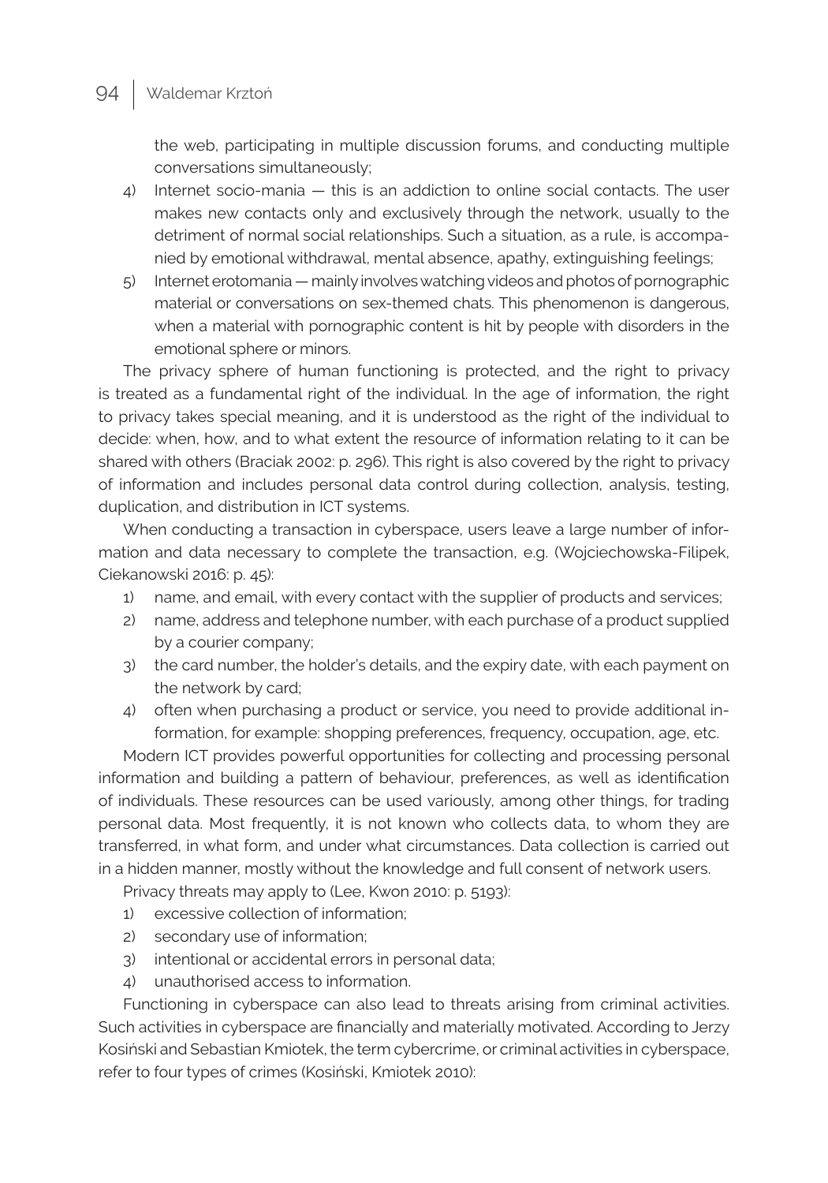the web, participating in multiple discussion forums, and conducting multiple conversations simultaneously;

4) Internet socio-mania — this is an addiction to online social contacts. The user makes new contacts only and exclusively through the network, usually to the detriment of normal social relationships. Such a situation, as a rule, is accompanied by emotional withdrawal, mental absence, apathy, extinguishing feelings;
5) Internet erotomania — mainly involves watching videos and photos of pornographic material or conversations on sex-themed chats. This phenomenon is dangerous, when a material with pornographic content is hit by people with disorders in the emotional sphere or minors.

The privacy sphere of human functioning is protected, and the right to privacy is treated as a fundamental right of the individual. In the age of information, the right to privacy takes special meaning, and it is understood as the right of the individual to decide: when, how, and to what extent the resource of information relating to it can be shared with others (Braciak 2002: p. 296). This right is also covered by the right to privacy of information and includes personal data control during collection, analysis, testing, duplication, and distribution in ICT systems.

When conducting a transaction in cyberspace, users leave a large number of information and data necessary to complete the transaction, e.g. (Wojciechowska-Filipek, Ciekanowski 2016: p. 45):

1) name, and email, with every contact with the supplier of products and services;
2) name, address and telephone number, with each purchase of a product supplied by a courier company;
3) the card number, the holder's details, and the expiry date, with each payment on the network by card;
4) often when purchasing a product or service, you need to provide additional information, for example: shopping preferences, frequency, occupation, age, etc.

Modern ICT provides powerful opportunities for collecting and processing personal information and building a pattern of behaviour, preferences, as well as identification of individuals. These resources can be used variously, among other things, for trading personal data. Most frequently, it is not known who collects data, to whom they are transferred, in what form, and under what circumstances. Data collection is carried out in a hidden manner, mostly without the knowledge and full consent of network users.

Privacy threats may apply to (Lee, Kwon 2010: p. 5193):

1) excessive collection of information;
2) secondary use of information;
3) intentional or accidental errors in personal data;
4) unauthorised access to information.

Functioning in cyberspace can also lead to threats arising from criminal activities. Such activities in cyberspace are financially and materially motivated. According to Jerzy Kosiński and Sebastian Kmiotek, the term cybercrime, or criminal activities in cyberspace, refer to four types of crimes (Kosiński, Kmiotek 2010):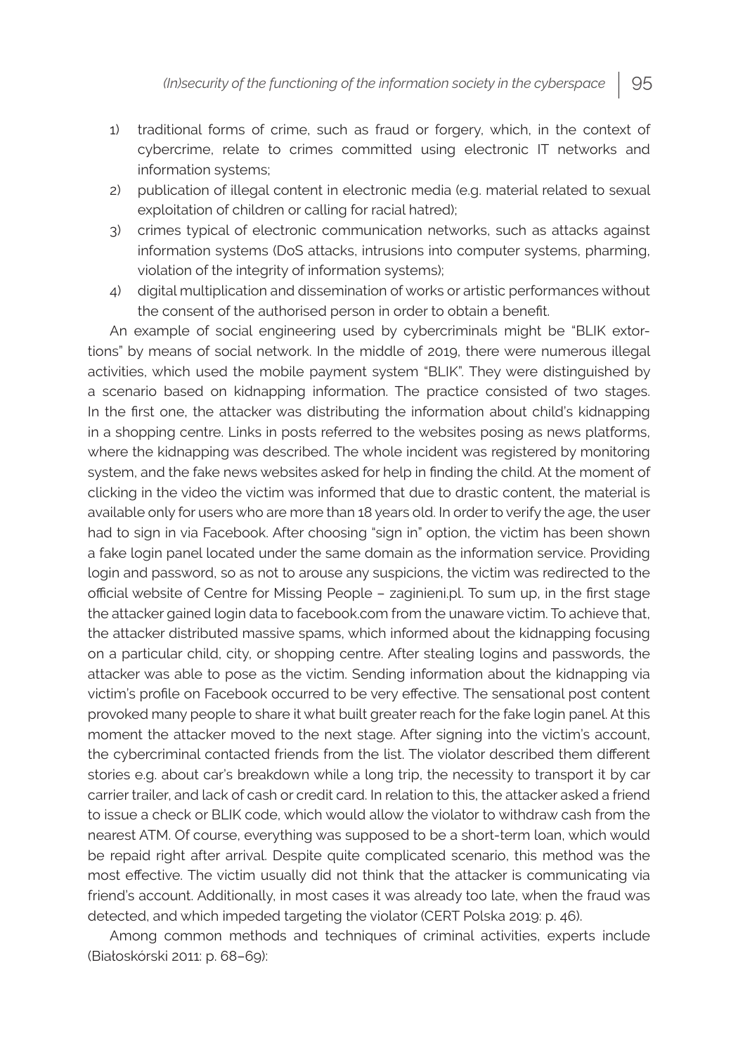1) traditional forms of crime, such as fraud or forgery, which, in the context of cybercrime, relate to crimes committed using electronic IT networks and information systems;
2) publication of illegal content in electronic media (e.g. material related to sexual exploitation of children or calling for racial hatred);
3) crimes typical of electronic communication networks, such as attacks against information systems (DoS attacks, intrusions into computer systems, pharming, violation of the integrity of information systems);
4) digital multiplication and dissemination of works or artistic performances without the consent of the authorised person in order to obtain a benefit.

An example of social engineering used by cybercriminals might be "BLIK extortions" by means of social network. In the middle of 2019, there were numerous illegal activities, which used the mobile payment system "BLIK". They were distinguished by a scenario based on kidnapping information. The practice consisted of two stages. In the first one, the attacker was distributing the information about child's kidnapping in a shopping centre. Links in posts referred to the websites posing as news platforms, where the kidnapping was described. The whole incident was registered by monitoring system, and the fake news websites asked for help in finding the child. At the moment of clicking in the video the victim was informed that due to drastic content, the material is available only for users who are more than 18 years old. In order to verify the age, the user had to sign in via Facebook. After choosing "sign in" option, the victim has been shown a fake login panel located under the same domain as the information service. Providing login and password, so as not to arouse any suspicions, the victim was redirected to the official website of Centre for Missing People – zaginieni.pl. To sum up, in the first stage the attacker gained login data to facebook.com from the unaware victim. To achieve that, the attacker distributed massive spams, which informed about the kidnapping focusing on a particular child, city, or shopping centre. After stealing logins and passwords, the attacker was able to pose as the victim. Sending information about the kidnapping via victim's profile on Facebook occurred to be very effective. The sensational post content provoked many people to share it what built greater reach for the fake login panel. At this moment the attacker moved to the next stage. After signing into the victim's account, the cybercriminal contacted friends from the list. The violator described them different stories e.g. about car's breakdown while a long trip, the necessity to transport it by car carrier trailer, and lack of cash or credit card. In relation to this, the attacker asked a friend to issue a check or BLIK code, which would allow the violator to withdraw cash from the nearest ATM. Of course, everything was supposed to be a short-term loan, which would be repaid right after arrival. Despite quite complicated scenario, this method was the most effective. The victim usually did not think that the attacker is communicating via friend's account. Additionally, in most cases it was already too late, when the fraud was detected, and which impeded targeting the violator (CERT Polska 2019: p. 46).

Among common methods and techniques of criminal activities, experts include (Białoskórski 2011: p. 68–69):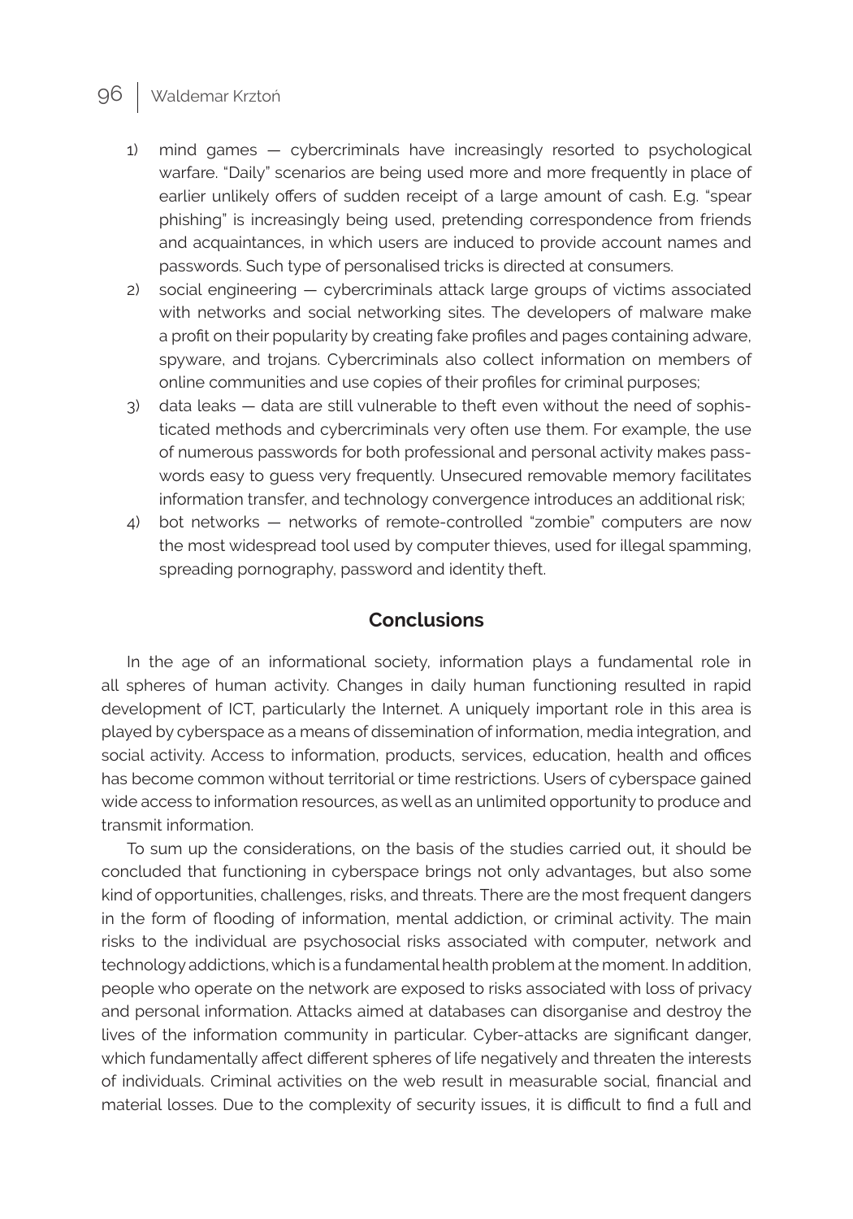1) mind games — cybercriminals have increasingly resorted to psychological warfare. "Daily" scenarios are being used more and more frequently in place of earlier unlikely offers of sudden receipt of a large amount of cash. E.g. "spear phishing" is increasingly being used, pretending correspondence from friends and acquaintances, in which users are induced to provide account names and passwords. Such type of personalised tricks is directed at consumers.
2) social engineering — cybercriminals attack large groups of victims associated with networks and social networking sites. The developers of malware make a profit on their popularity by creating fake profiles and pages containing adware, spyware, and trojans. Cybercriminals also collect information on members of online communities and use copies of their profiles for criminal purposes;
3) data leaks — data are still vulnerable to theft even without the need of sophisticated methods and cybercriminals very often use them. For example, the use of numerous passwords for both professional and personal activity makes passwords easy to guess very frequently. Unsecured removable memory facilitates information transfer, and technology convergence introduces an additional risk;
4) bot networks — networks of remote-controlled "zombie" computers are now the most widespread tool used by computer thieves, used for illegal spamming, spreading pornography, password and identity theft.

## Conclusions

In the age of an informational society, information plays a fundamental role in all spheres of human activity. Changes in daily human functioning resulted in rapid development of ICT, particularly the Internet. A uniquely important role in this area is played by cyberspace as a means of dissemination of information, media integration, and social activity. Access to information, products, services, education, health and offices has become common without territorial or time restrictions. Users of cyberspace gained wide access to information resources, as well as an unlimited opportunity to produce and transmit information.

To sum up the considerations, on the basis of the studies carried out, it should be concluded that functioning in cyberspace brings not only advantages, but also some kind of opportunities, challenges, risks, and threats. There are the most frequent dangers in the form of flooding of information, mental addiction, or criminal activity. The main risks to the individual are psychosocial risks associated with computer, network and technology addictions, which is a fundamental health problem at the moment. In addition, people who operate on the network are exposed to risks associated with loss of privacy and personal information. Attacks aimed at databases can disorganise and destroy the lives of the information community in particular. Cyber-attacks are significant danger, which fundamentally affect different spheres of life negatively and threaten the interests of individuals. Criminal activities on the web result in measurable social, financial and material losses. Due to the complexity of security issues, it is difficult to find a full and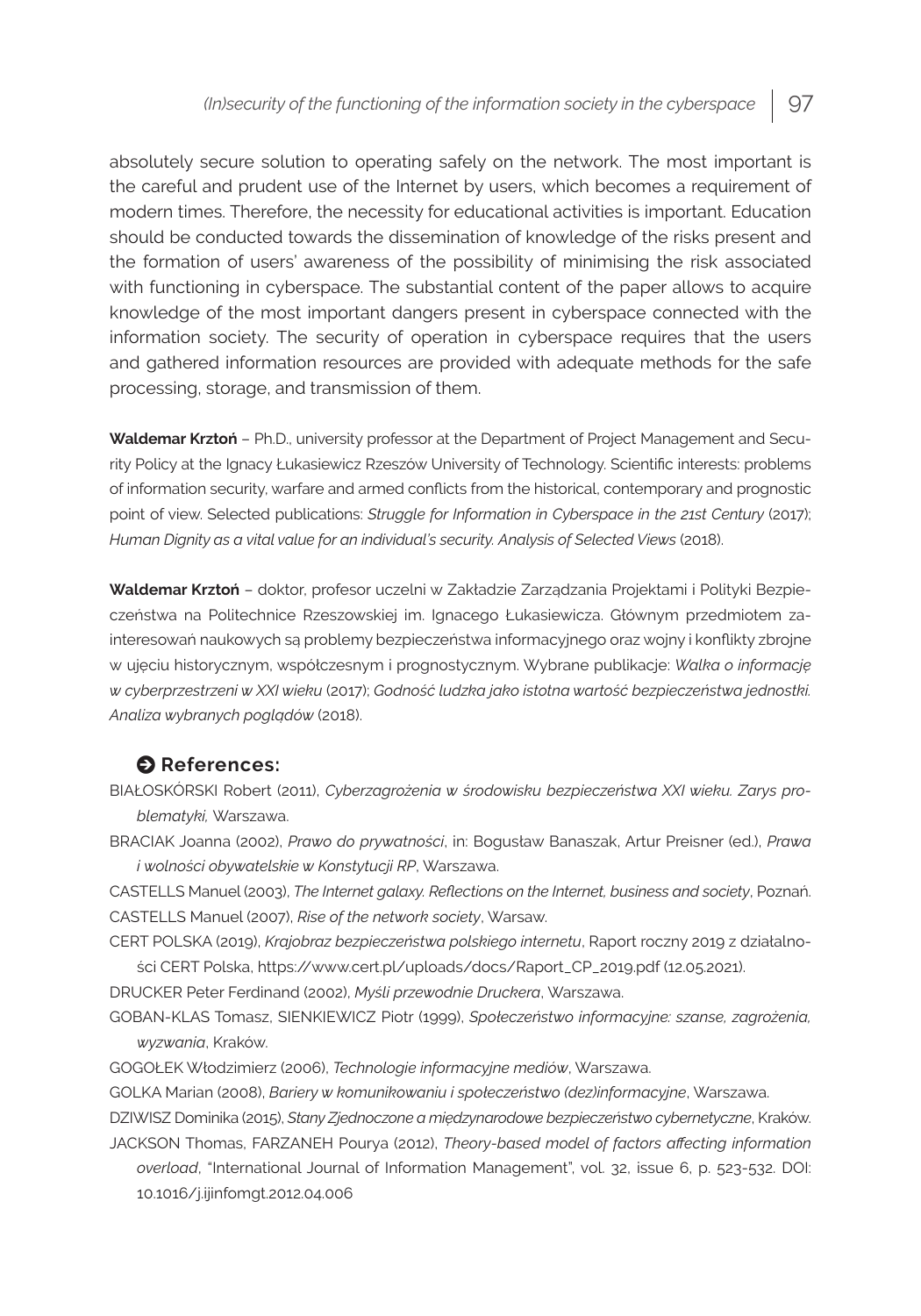absolutely secure solution to operating safely on the network. The most important is the careful and prudent use of the Internet by users, which becomes a requirement of modern times. Therefore, the necessity for educational activities is important. Education should be conducted towards the dissemination of knowledge of the risks present and the formation of users' awareness of the possibility of minimising the risk associated with functioning in cyberspace. The substantial content of the paper allows to acquire knowledge of the most important dangers present in cyberspace connected with the information society. The security of operation in cyberspace requires that the users and gathered information resources are provided with adequate methods for the safe processing, storage, and transmission of them.

**Waldemar Krztoń** – Ph.D., university professor at the Department of Project Management and Security Policy at the Ignacy Łukasiewicz Rzeszów University of Technology. Scientific interests: problems of information security, warfare and armed conflicts from the historical, contemporary and prognostic point of view. Selected publications: *Struggle for Information in Cyberspace in the 21st Century* (2017); *Human Dignity as a vital value for an individual's security. Analysis of Selected Views* (2018).

**Waldemar Krztoń** – doktor, profesor uczelni w Zakładzie Zarządzania Projektami i Polityki Bezpieczeństwa na Politechnice Rzeszowskiej im. Ignacego Łukasiewicza. Głównym przedmiotem zainteresowań naukowych są problemy bezpieczeństwa informacyjnego oraz wojny i konflikty zbrojne w ujęciu historycznym, współczesnym i prognostycznym. Wybrane publikacje: *Walka o informację w cyberprzestrzeni w XXI wieku* (2017); *Godność ludzka jako istotna wartość bezpieczeństwa jednostki. Analiza wybranych poglądów* (2018).

## References:

BIAŁOSKÓRSKI Robert (2011), *Cyberzagrożenia w środowisku bezpieczeństwa XXI wieku. Zarys problematyki,* Warszawa.

BRACIAK Joanna (2002), *Prawo do prywatności*, in: Bogusław Banaszak, Artur Preisner (ed.), *Prawa i wolności obywatelskie w Konstytucji RP*, Warszawa.

CASTELLS Manuel (2003), *The Internet galaxy. Reflections on the Internet, business and society*, Poznań.

CASTELLS Manuel (2007), *Rise of the network society*, Warsaw.

CERT POLSKA (2019), *Krajobraz bezpieczeństwa polskiego internetu*, Raport roczny 2019 z działalności CERT Polska, https://www.cert.pl/uploads/docs/Raport_CP_2019.pdf (12.05.2021).

DRUCKER Peter Ferdinand (2002), *Myśli przewodnie Druckera*, Warszawa.

GOBAN-KLAS Tomasz, SIENKIEWICZ Piotr (1999), *Społeczeństwo informacyjne: szanse, zagrożenia, wyzwania*, Kraków.

GOGOŁEK Włodzimierz (2006), *Technologie informacyjne mediów*, Warszawa.

GOLKA Marian (2008), *Bariery w komunikowaniu i społeczeństwo (dez)informacyjne*, Warszawa.

DZIWISZ Dominika (2015), *Stany Zjednoczone a międzynarodowe bezpieczeństwo cybernetyczne*, Kraków.

JACKSON Thomas, FARZANEH Pourya (2012), *Theory-based model of factors affecting information overload*, "International Journal of Information Management", vol. 32, issue 6, p. 523-532. DOI: 10.1016/j.ijinfomgt.2012.04.006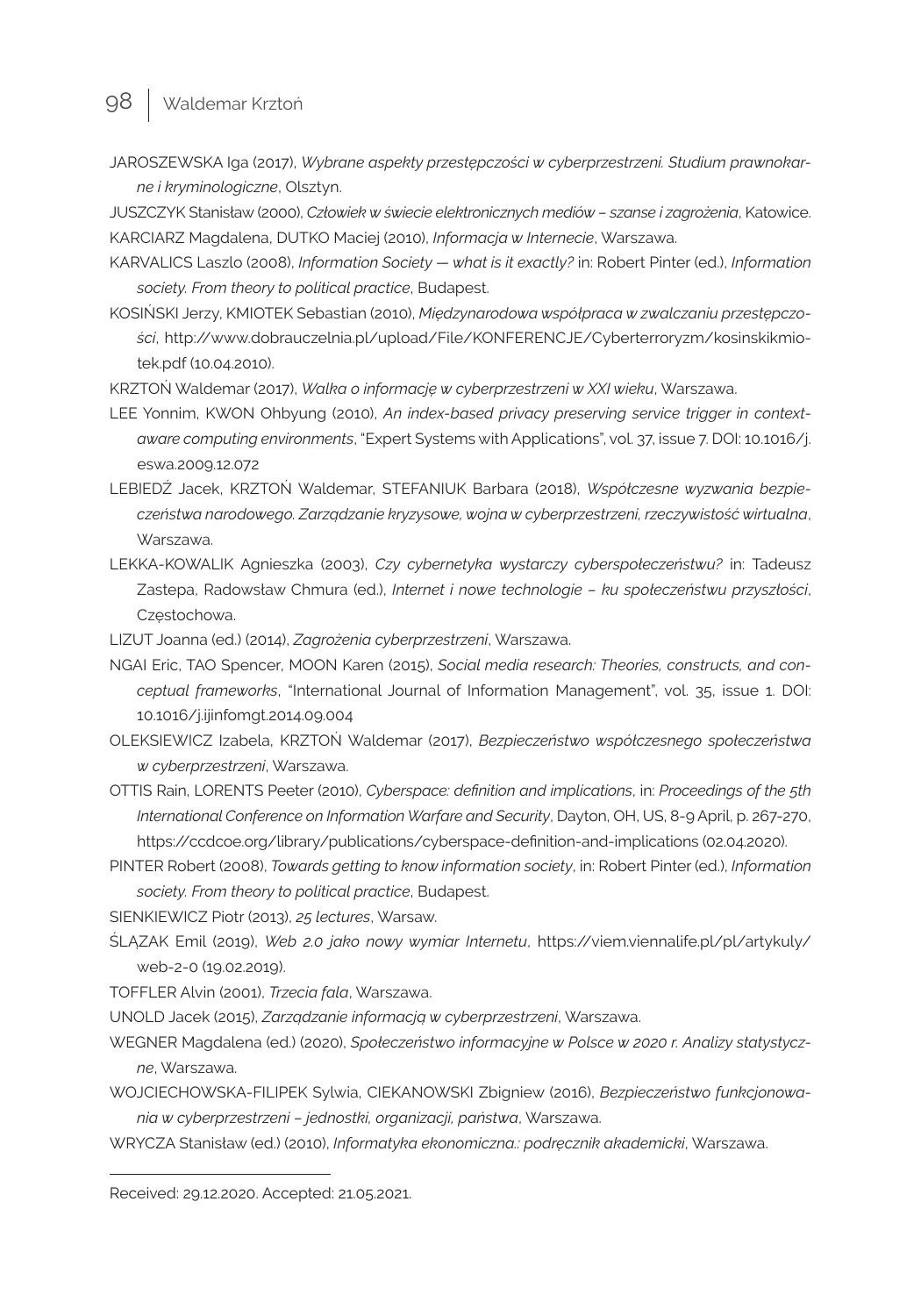JAROSZEWSKA Iga (2017), *Wybrane aspekty przestępczości w cyberprzestrzeni. Studium prawnokarne i kryminologiczne*, Olsztyn.

JUSZCZYK Stanisław (2000), *Człowiek w świecie elektronicznych mediów – szanse i zagrożenia*, Katowice.

KARCIARZ Magdalena, DUTKO Maciej (2010), *Informacja w Internecie*, Warszawa.

KARVALICS Laszlo (2008), *Information Society — what is it exactly?* in: Robert Pinter (ed.), *Information society. From theory to political practice*, Budapest.

KOSIŃSKI Jerzy, KMIOTEK Sebastian (2010), *Międzynarodowa współpraca w zwalczaniu przestępczości*, http://www.dobrauczelnia.pl/upload/File/KONFERENCJE/Cyberterroryzm/kosinskikmiotek.pdf (10.04.2010).

KRZTOŃ Waldemar (2017), *Walka o informację w cyberprzestrzeni w XXI wieku*, Warszawa.

LEE Yonnim, KWON Ohbyung (2010), *An index-based privacy preserving service trigger in context-aware computing environments*, "Expert Systems with Applications", vol. 37, issue 7. DOI: 10.1016/j.eswa.2009.12.072

LEBIEDŹ Jacek, KRZTOŃ Waldemar, STEFANIUK Barbara (2018), *Współczesne wyzwania bezpieczeństwa narodowego. Zarządzanie kryzysowe, wojna w cyberprzestrzeni, rzeczywistość wirtualna*, Warszawa.

LEKKA-KOWALIK Agnieszka (2003), *Czy cybernetyka wystarczy cyberspołeczeństwu?* in: Tadeusz Zastepa, Radowsław Chmura (ed.), *Internet i nowe technologie – ku społeczeństwu przyszłości*, Częstochowa.

LIZUT Joanna (ed.) (2014), *Zagrożenia cyberprzestrzeni*, Warszawa.

NGAI Eric, TAO Spencer, MOON Karen (2015), *Social media research: Theories, constructs, and conceptual frameworks*, "International Journal of Information Management", vol. 35, issue 1. DOI: 10.1016/j.ijinfomgt.2014.09.004

OLEKSIEWICZ Izabela, KRZTOŃ Waldemar (2017), *Bezpieczeństwo współczesnego społeczeństwa w cyberprzestrzeni*, Warszawa.

OTTIS Rain, LORENTS Peeter (2010), *Cyberspace: definition and implications*, in: *Proceedings of the 5th International Conference on Information Warfare and Security*, Dayton, OH, US, 8-9 April, p. 267-270, https://ccdcoe.org/library/publications/cyberspace-definition-and-implications (02.04.2020).

PINTER Robert (2008), *Towards getting to know information society*, in: Robert Pinter (ed.), *Information society. From theory to political practice*, Budapest.

SIENKIEWICZ Piotr (2013), *25 lectures*, Warsaw.

ŚLĄZAK Emil (2019), *Web 2.0 jako nowy wymiar Internetu*, https://viem.viennalife.pl/pl/artykuly/web-2-0 (19.02.2019).

TOFFLER Alvin (2001), *Trzecia fala*, Warszawa.

UNOLD Jacek (2015), *Zarządzanie informacją w cyberprzestrzeni*, Warszawa.

WEGNER Magdalena (ed.) (2020), *Społeczeństwo informacyjne w Polsce w 2020 r. Analizy statystyczne*, Warszawa.

WOJCIECHOWSKA-FILIPEK Sylwia, CIEKANOWSKI Zbigniew (2016), *Bezpieczeństwo funkcjonowania w cyberprzestrzeni – jednostki, organizacji, państwa*, Warszawa.

WRYCZA Stanisław (ed.) (2010), *Informatyka ekonomiczna.: podręcznik akademicki*, Warszawa.

---

Received: 29.12.2020. Accepted: 21.05.2021.